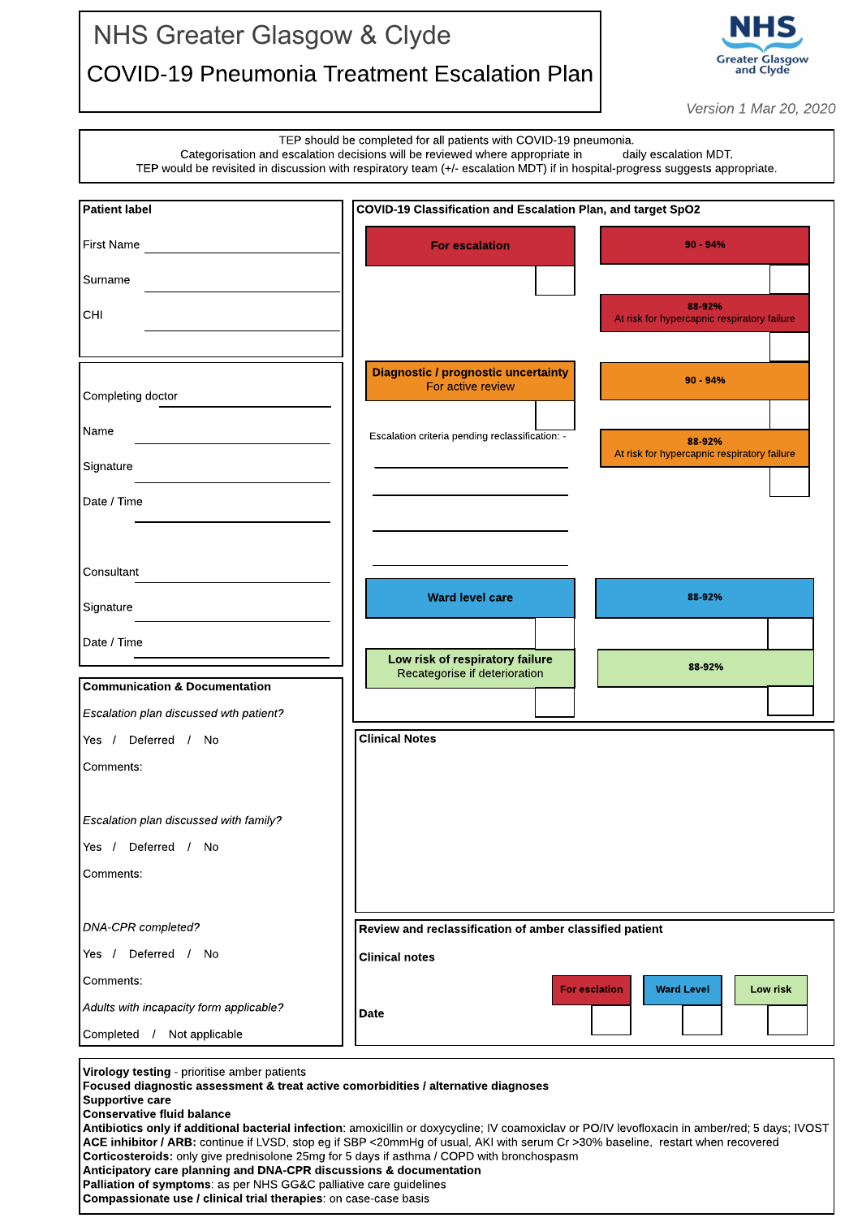# NHS Greater Glasgow & Clyde

## COVID-19 Pneumonia Treatment Escalation Plan

NHS Greater Glasgow and Clyde

*Version 1 Mar 20, 2020*

TEP should be completed for all patients with COVID-19 pneumonia.
Categorisation and escalation decisions will be reviewed where appropriate in daily escalation MDT.
TEP would be revisited in discussion with respiratory team (+/- escalation MDT) if in hospital-progress suggests appropriate.

**Patient label**

First Name ____________________

Surname ____________________

CHI ____________________

Completing doctor ____________________

Name ____________________

Signature ____________________

Date / Time ____________________

Consultant ____________________

Signature ____________________

Date / Time ____________________

**COVID-19 Classification and Escalation Plan, and target SpO2**

| Classification | ☐ | Target SpO2 | ☐ |
|---|---|---|---|
| **For escalation** | ☐ | **90 - 94%** | ☐ |
| | | **88-92%** At risk for hypercapnic respiratory failure | ☐ |
| **Diagnostic / prognostic uncertainty** For active review | ☐ | **90 - 94%** | ☐ |
| | | **88-92%** At risk for hypercapnic respiratory failure | ☐ |
| **Ward level care** | ☐ | **88-92%** | ☐ |
| **Low risk of respiratory failure** Recategorise if deterioration | ☐ | **88-92%** | ☐ |

Escalation criteria pending reclassification: -

____________________

____________________

____________________

____________________

**Communication & Documentation**

*Escalation plan discussed wth patient?*

Yes / Deferred / No

Comments:

*Escalation plan discussed with family?*

Yes / Deferred / No

Comments:

*DNA-CPR completed?*

Yes / Deferred / No

Comments:

*Adults with incapacity form applicable?*

Completed / Not applicable

**Clinical Notes**

**Review and reclassification of amber classified patient**

**Clinical notes**

**Date**

| For esclation | Ward Level | Low risk |
|---|---|---|
| ☐ | ☐ | ☐ |

**Virology testing** - prioritise amber patients
**Focused diagnostic assessment & treat active comorbidities / alternative diagnoses**
**Supportive care**
**Conservative fluid balance**
**Antibiotics only if additional bacterial infection**: amoxicillin or doxycycline; IV coamoxiclav or PO/IV levofloxacin in amber/red; 5 days; IVOST
**ACE inhibitor / ARB:** continue if LVSD, stop eg if SBP <20mmHg of usual, AKI with serum Cr >30% baseline, restart when recovered
**Corticosteroids:** only give prednisolone 25mg for 5 days if asthma / COPD with bronchospasm
**Anticipatory care planning and DNA-CPR discussions & documentation**
**Palliation of symptoms**: as per NHS GG&C palliative care guidelines
**Compassionate use / clinical trial therapies**: on case-case basis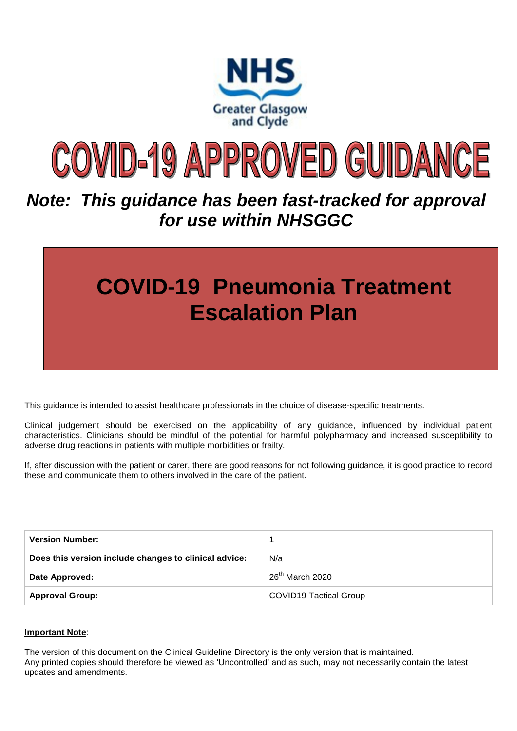NHS Greater Glasgow and Clyde

# COVID-19 APPROVED GUIDANCE

***Note: This guidance has been fast-tracked for approval for use within NHSGGC***

# COVID-19 Pneumonia Treatment Escalation Plan

This guidance is intended to assist healthcare professionals in the choice of disease-specific treatments.

Clinical judgement should be exercised on the applicability of any guidance, influenced by individual patient characteristics. Clinicians should be mindful of the potential for harmful polypharmacy and increased susceptibility to adverse drug reactions in patients with multiple morbidities or frailty.

If, after discussion with the patient or carer, there are good reasons for not following guidance, it is good practice to record these and communicate them to others involved in the care of the patient.

| | |
|---|---|
| **Version Number:** | 1 |
| **Does this version include changes to clinical advice:** | N/a |
| **Date Approved:** | 26th March 2020 |
| **Approval Group:** | COVID19 Tactical Group |

**Important Note**:

The version of this document on the Clinical Guideline Directory is the only version that is maintained.
Any printed copies should therefore be viewed as 'Uncontrolled' and as such, may not necessarily contain the latest updates and amendments.